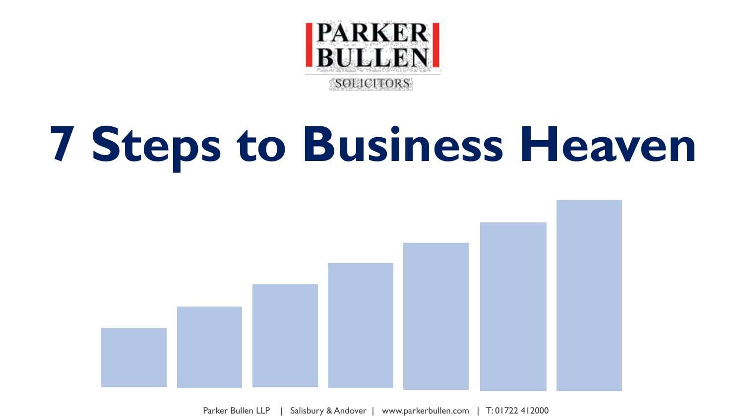PARKER BULLEN

SOLICITORS

# 7 Steps to Business Heaven

Parker Bullen LLP | Salisbury & Andover | www.parkerbullen.com | T: 01722 412000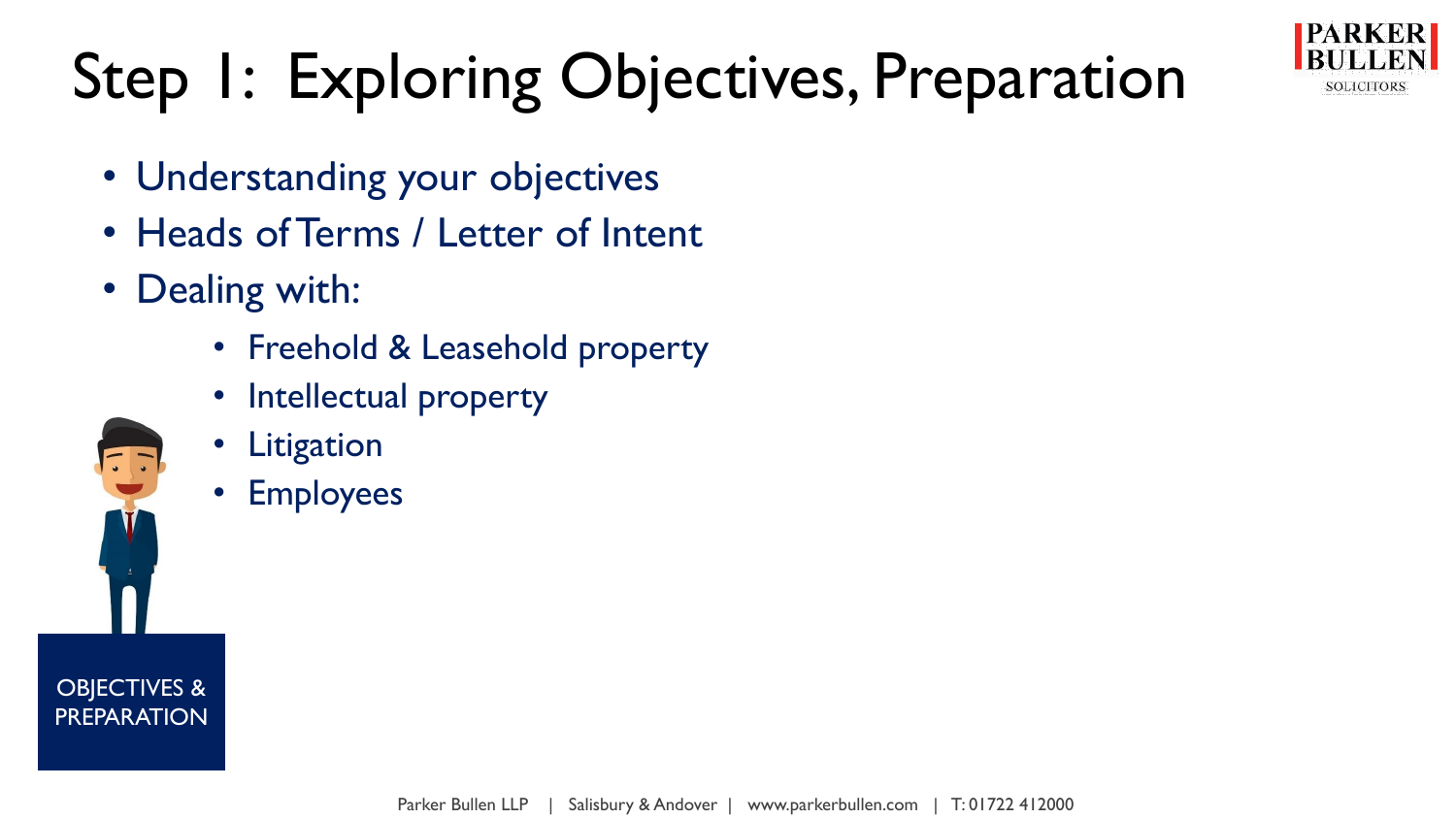# Step 1: Exploring Objectives, Preparation

- Understanding your objectives
- Heads of Terms / Letter of Intent
- Dealing with:
  - Freehold & Leasehold property
  - Intellectual property
  - Litigation
  - Employees

OBJECTIVES & PREPARATION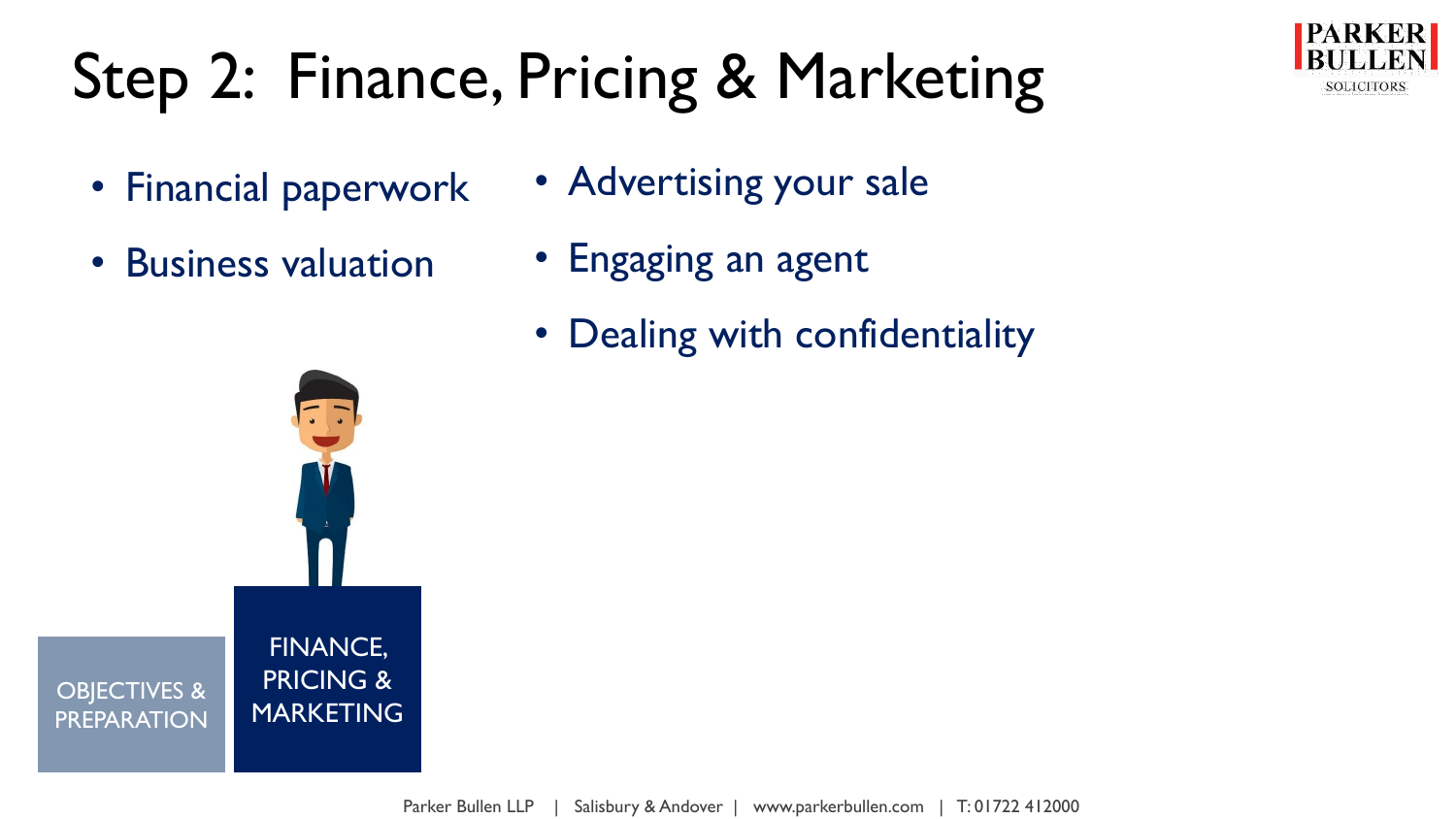# Step 2: Finance, Pricing & Marketing

- Financial paperwork
- Business valuation
- Advertising your sale
- Engaging an agent
- Dealing with confidentiality

OBJECTIVES & PREPARATION

FINANCE, PRICING & MARKETING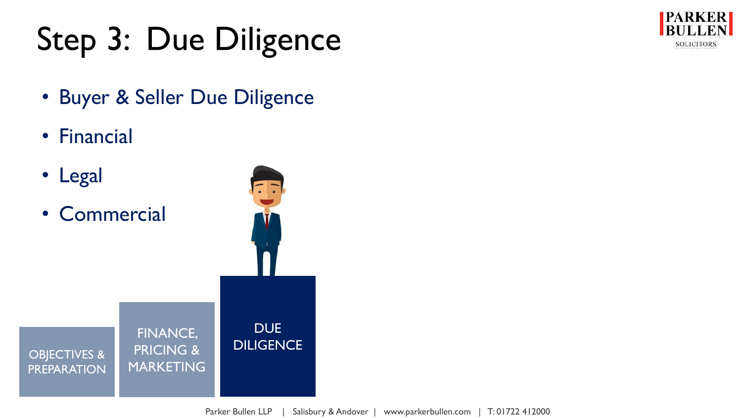# Step 3: Due Diligence

- Buyer & Seller Due Diligence
- Financial
- Legal
- Commercial

OBJECTIVES & PREPARATION

FINANCE, PRICING & MARKETING

DUE DILIGENCE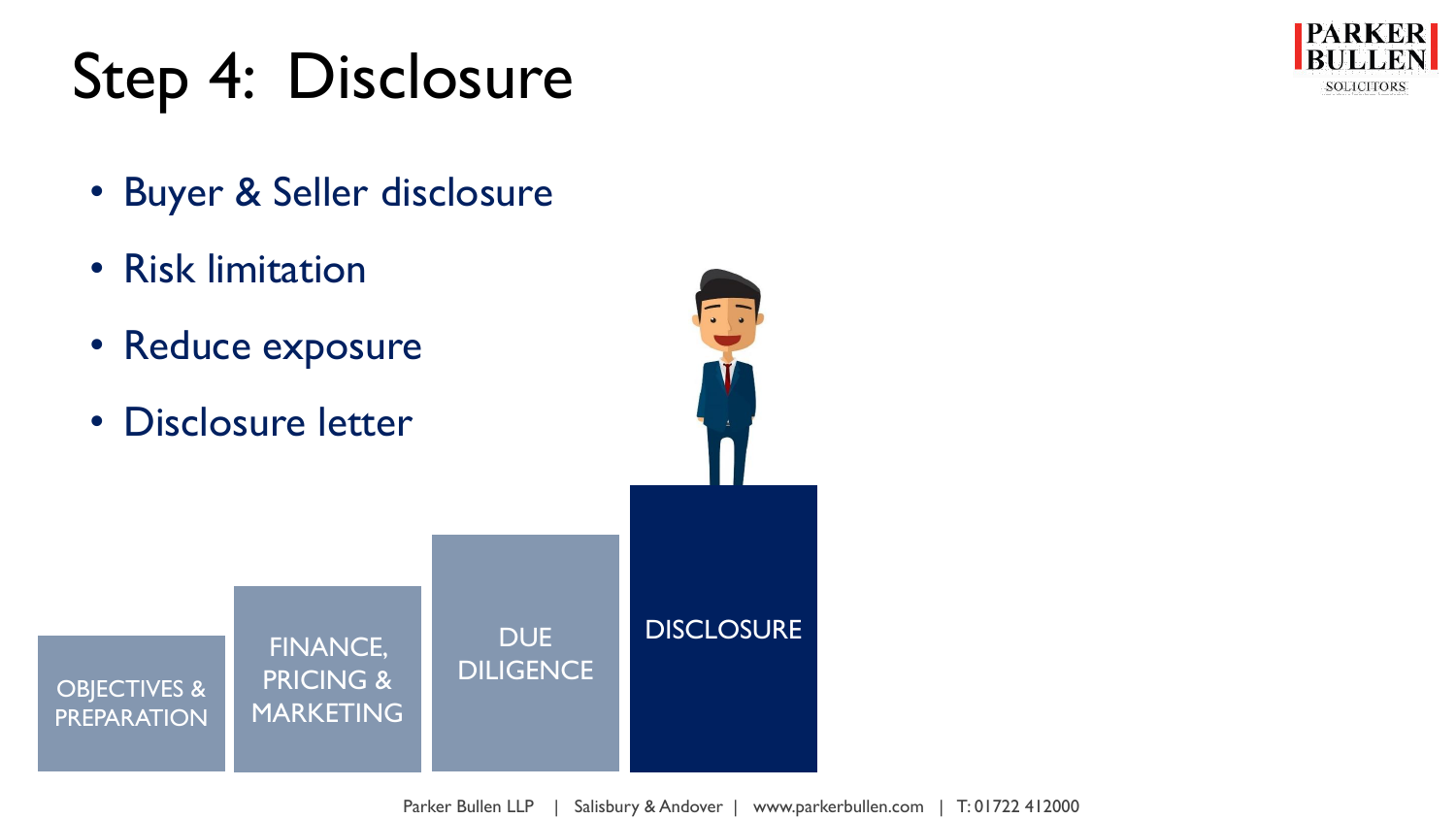# Step 4: Disclosure

- Buyer & Seller disclosure
- Risk limitation
- Reduce exposure
- Disclosure letter

OBJECTIVES & PREPARATION

FINANCE, PRICING & MARKETING

DUE DILIGENCE

DISCLOSURE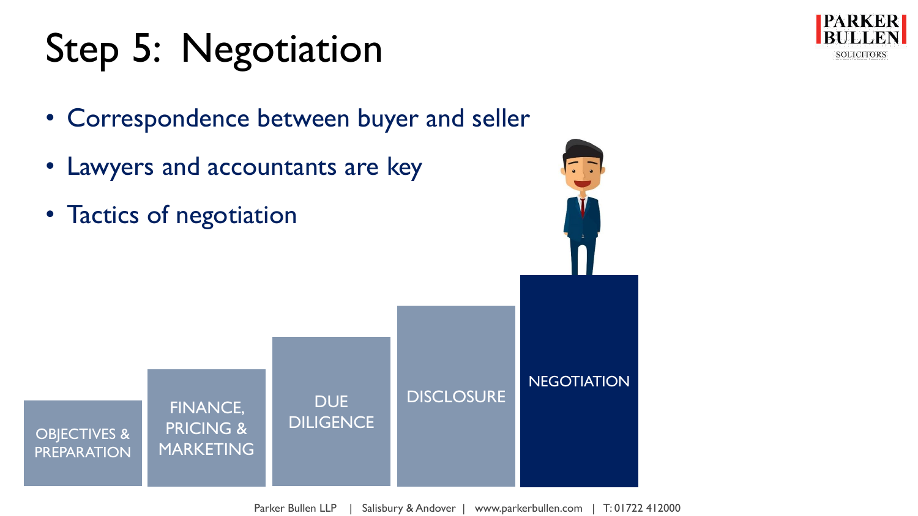# Step 5: Negotiation

- Correspondence between buyer and seller
- Lawyers and accountants are key
- Tactics of negotiation

OBJECTIVES & PREPARATION

FINANCE, PRICING & MARKETING

DUE DILIGENCE

DISCLOSURE

NEGOTIATION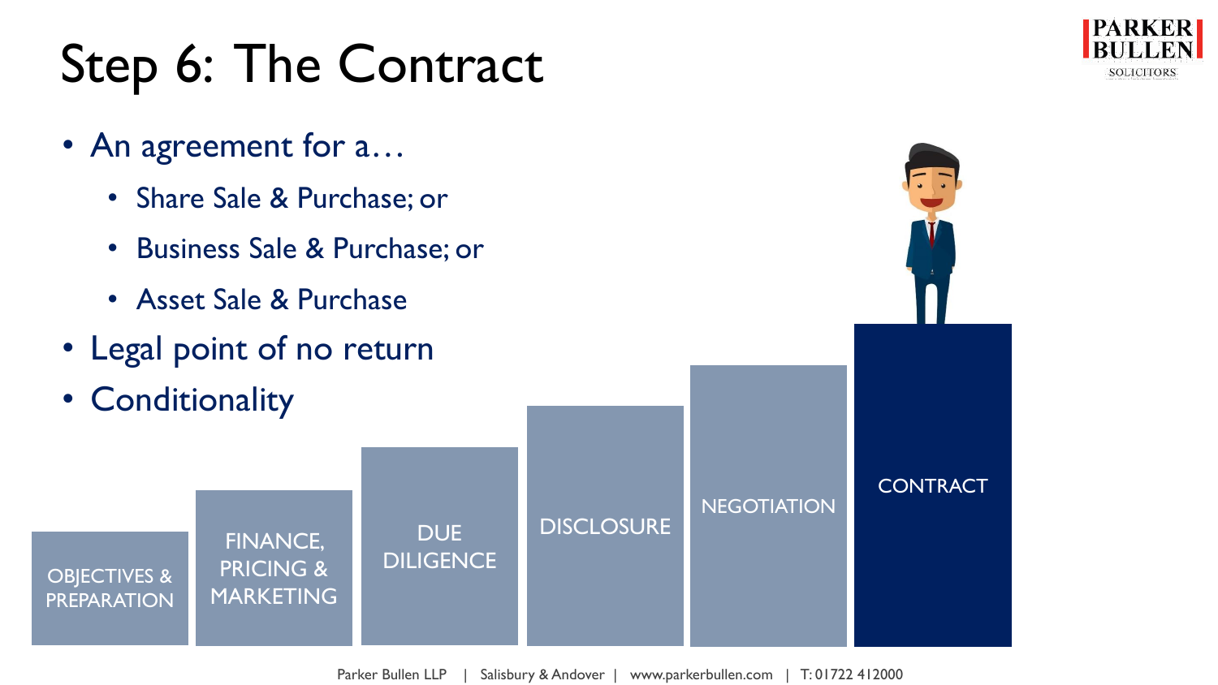# Step 6: The Contract

- An agreement for a…
  - Share Sale & Purchase; or
  - Business Sale & Purchase; or
  - Asset Sale & Purchase
- Legal point of no return
- Conditionality

OBJECTIVES & PREPARATION | FINANCE, PRICING & MARKETING | DUE DILIGENCE | DISCLOSURE | NEGOTIATION | CONTRACT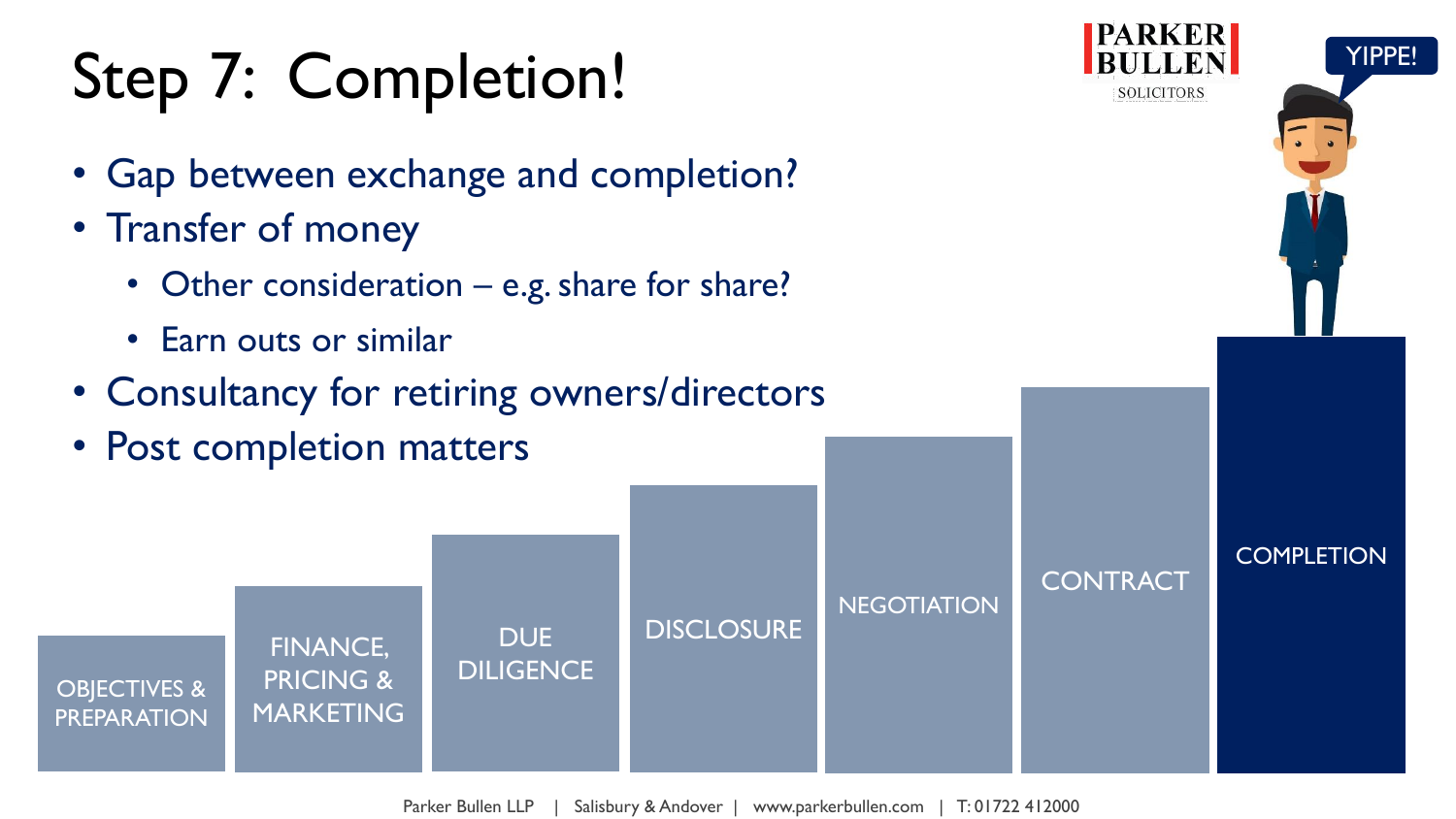# Step 7: Completion!

- Gap between exchange and completion?
- Transfer of money
  - Other consideration – e.g. share for share?
  - Earn outs or similar
- Consultancy for retiring owners/directors
- Post completion matters

OBJECTIVES & PREPARATION | FINANCE, PRICING & MARKETING | DUE DILIGENCE | DISCLOSURE | NEGOTIATION | CONTRACT | COMPLETION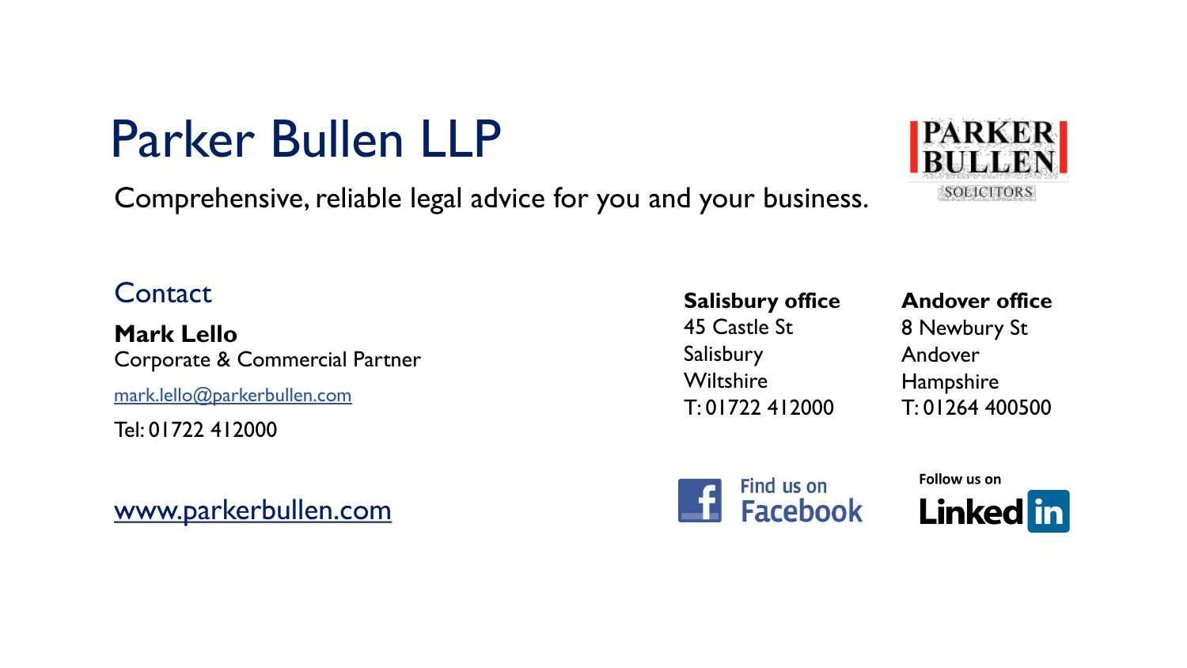# Parker Bullen LLP

Comprehensive, reliable legal advice for you and your business.

PARKER BULLEN
SOLICITORS

## Contact

**Mark Lello**
Corporate & Commercial Partner

mark.lello@parkerbullen.com

Tel: 01722 412000

www.parkerbullen.com

**Salisbury office**
45 Castle St
Salisbury
Wiltshire
T: 01722 412000

**Andover office**
8 Newbury St
Andover
Hampshire
T: 01264 400500

Find us on Facebook

Follow us on LinkedIn